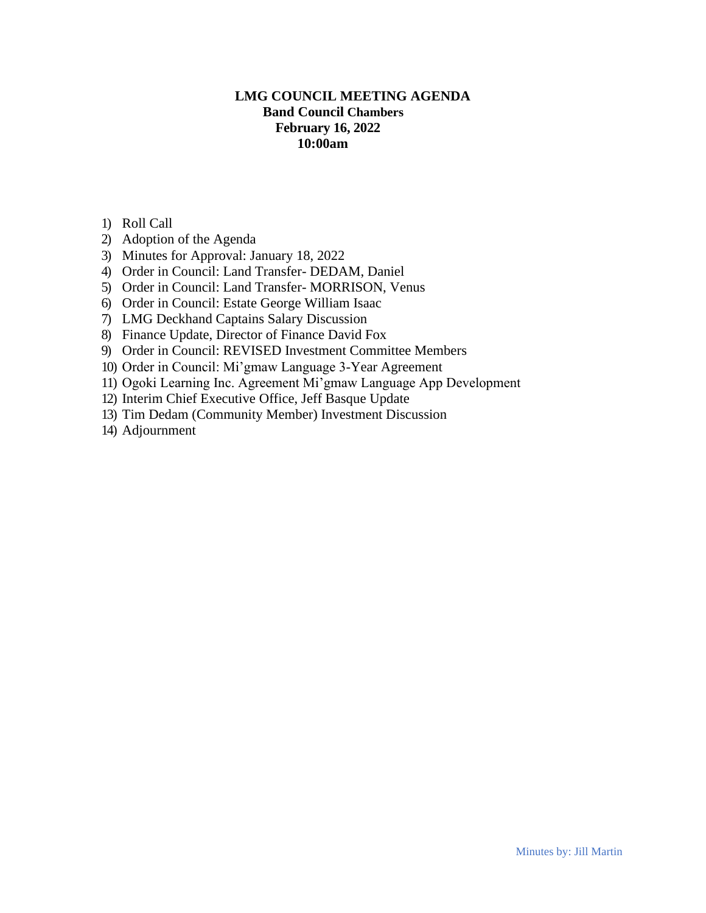# LMG COUNCIL MEETING AGENDA

**Band Council Chambers**
**February 16, 2022**
**10:00am**

1) Roll Call
2) Adoption of the Agenda
3) Minutes for Approval: January 18, 2022
4) Order in Council: Land Transfer- DEDAM, Daniel
5) Order in Council: Land Transfer- MORRISON, Venus
6) Order in Council: Estate George William Isaac
7) LMG Deckhand Captains Salary Discussion
8) Finance Update, Director of Finance David Fox
9) Order in Council: REVISED Investment Committee Members
10) Order in Council: Mi'gmaw Language 3-Year Agreement
11) Ogoki Learning Inc. Agreement Mi'gmaw Language App Development
12) Interim Chief Executive Office, Jeff Basque Update
13) Tim Dedam (Community Member) Investment Discussion
14) Adjournment

Minutes by: Jill Martin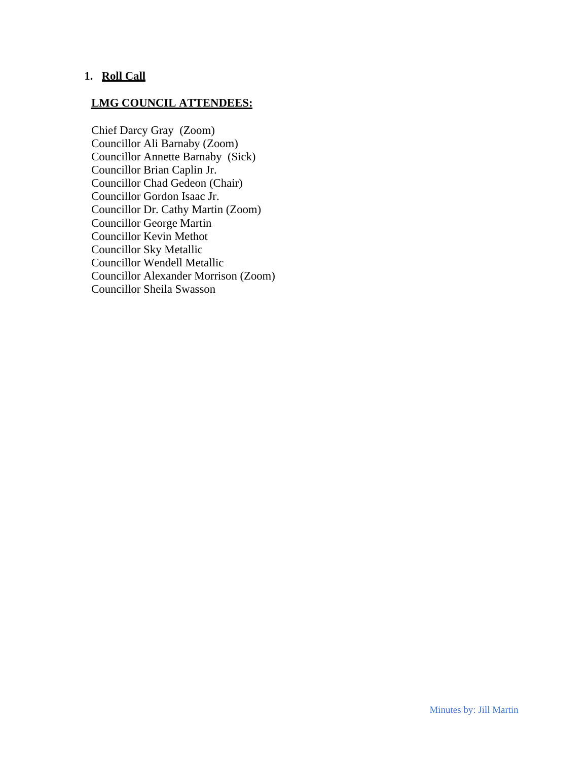1. **Roll Call**

**LMG COUNCIL ATTENDEES:**

Chief Darcy Gray (Zoom)
Councillor Ali Barnaby (Zoom)
Councillor Annette Barnaby (Sick)
Councillor Brian Caplin Jr.
Councillor Chad Gedeon (Chair)
Councillor Gordon Isaac Jr.
Councillor Dr. Cathy Martin (Zoom)
Councillor George Martin
Councillor Kevin Methot
Councillor Sky Metallic
Councillor Wendell Metallic
Councillor Alexander Morrison (Zoom)
Councillor Sheila Swasson

Minutes by: Jill Martin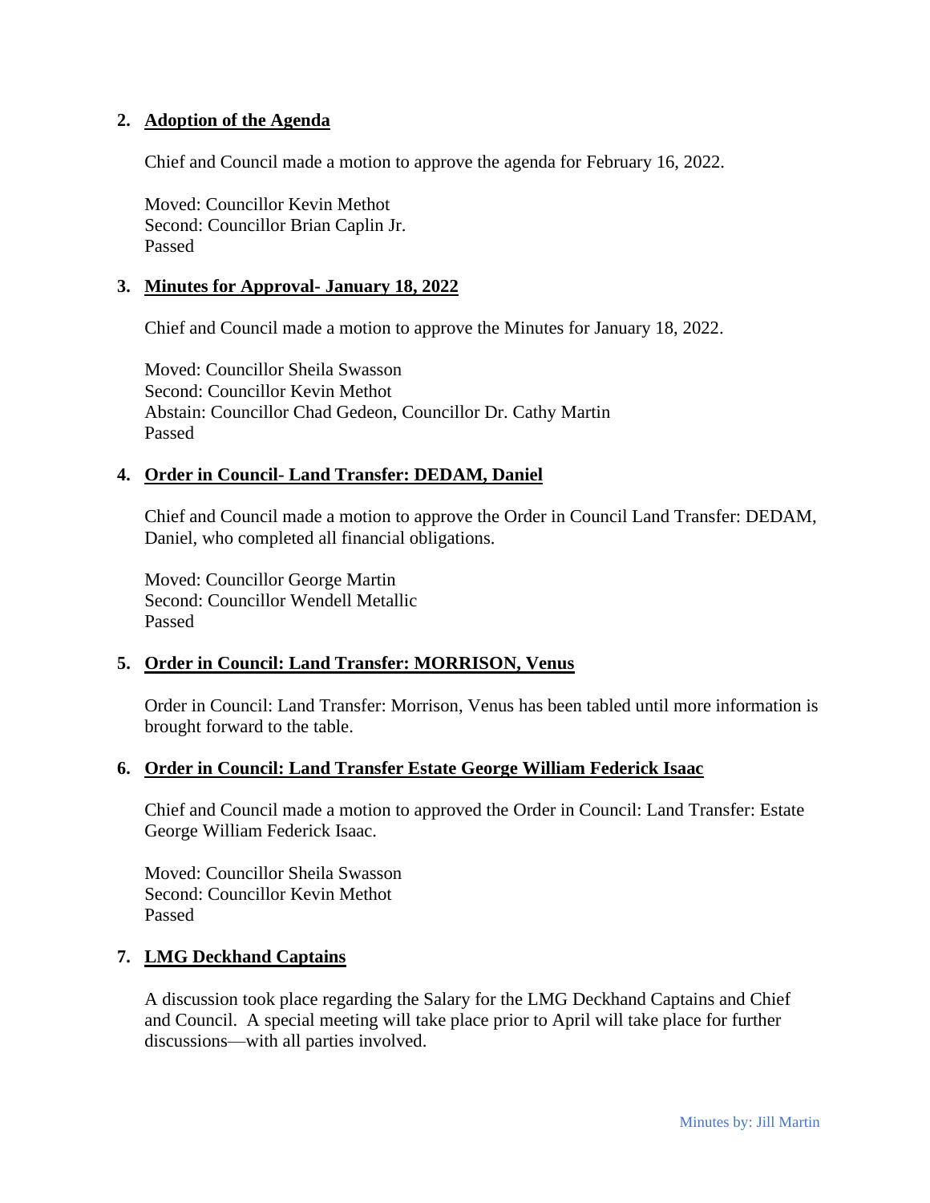## 2. Adoption of the Agenda

Chief and Council made a motion to approve the agenda for February 16, 2022.

Moved: Councillor Kevin Methot
Second: Councillor Brian Caplin Jr.
Passed

## 3. Minutes for Approval- January 18, 2022

Chief and Council made a motion to approve the Minutes for January 18, 2022.

Moved: Councillor Sheila Swasson
Second: Councillor Kevin Methot
Abstain: Councillor Chad Gedeon, Councillor Dr. Cathy Martin
Passed

## 4. Order in Council- Land Transfer: DEDAM, Daniel

Chief and Council made a motion to approve the Order in Council Land Transfer: DEDAM, Daniel, who completed all financial obligations.

Moved: Councillor George Martin
Second: Councillor Wendell Metallic
Passed

## 5. Order in Council: Land Transfer: MORRISON, Venus

Order in Council: Land Transfer: Morrison, Venus has been tabled until more information is brought forward to the table.

## 6. Order in Council: Land Transfer Estate George William Federick Isaac

Chief and Council made a motion to approved the Order in Council: Land Transfer: Estate George William Federick Isaac.

Moved: Councillor Sheila Swasson
Second: Councillor Kevin Methot
Passed

## 7. LMG Deckhand Captains

A discussion took place regarding the Salary for the LMG Deckhand Captains and Chief and Council. A special meeting will take place prior to April will take place for further discussions—with all parties involved.

Minutes by: Jill Martin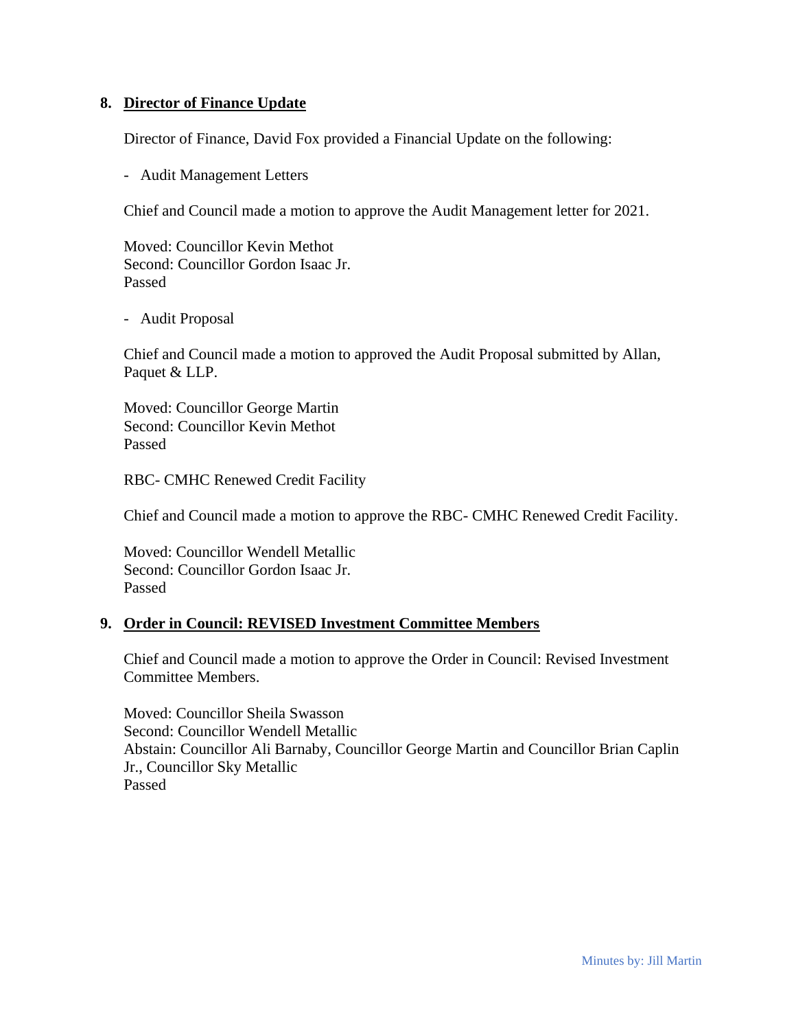## 8. Director of Finance Update

Director of Finance, David Fox provided a Financial Update on the following:

- Audit Management Letters

Chief and Council made a motion to approve the Audit Management letter for 2021.

Moved: Councillor Kevin Methot
Second: Councillor Gordon Isaac Jr.
Passed

- Audit Proposal

Chief and Council made a motion to approved the Audit Proposal submitted by Allan, Paquet & LLP.

Moved: Councillor George Martin
Second: Councillor Kevin Methot
Passed

RBC- CMHC Renewed Credit Facility

Chief and Council made a motion to approve the RBC- CMHC Renewed Credit Facility.

Moved: Councillor Wendell Metallic
Second: Councillor Gordon Isaac Jr.
Passed

## 9. Order in Council: REVISED Investment Committee Members

Chief and Council made a motion to approve the Order in Council: Revised Investment Committee Members.

Moved: Councillor Sheila Swasson
Second: Councillor Wendell Metallic
Abstain: Councillor Ali Barnaby, Councillor George Martin and Councillor Brian Caplin Jr., Councillor Sky Metallic
Passed

Minutes by: Jill Martin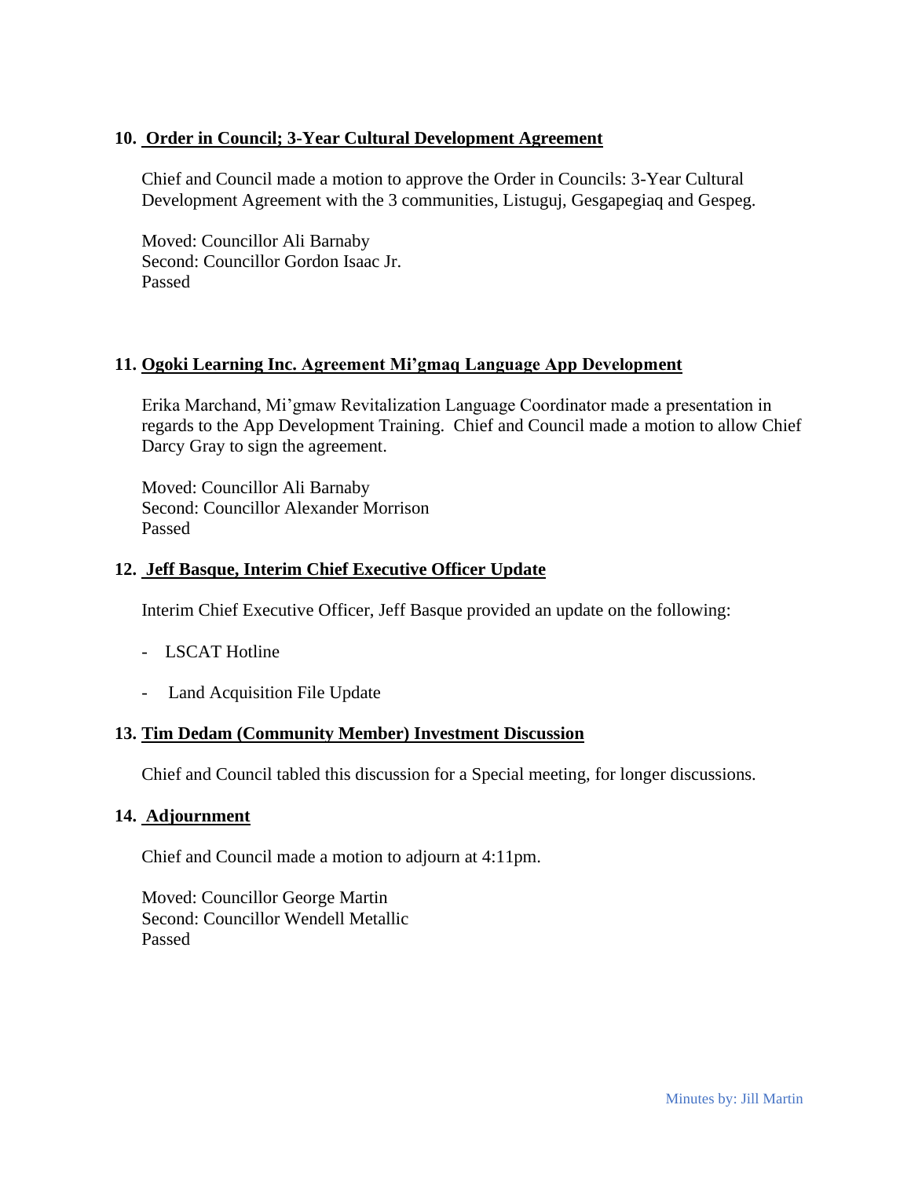**10. Order in Council; 3-Year Cultural Development Agreement**

Chief and Council made a motion to approve the Order in Councils: 3-Year Cultural Development Agreement with the 3 communities, Listuguj, Gesgapegiaq and Gespeg.

Moved: Councillor Ali Barnaby
Second: Councillor Gordon Isaac Jr.
Passed

**11. Ogoki Learning Inc. Agreement Mi'gmaq Language App Development**

Erika Marchand, Mi'gmaw Revitalization Language Coordinator made a presentation in regards to the App Development Training. Chief and Council made a motion to allow Chief Darcy Gray to sign the agreement.

Moved: Councillor Ali Barnaby
Second: Councillor Alexander Morrison
Passed

**12. Jeff Basque, Interim Chief Executive Officer Update**

Interim Chief Executive Officer, Jeff Basque provided an update on the following:

- LSCAT Hotline
- Land Acquisition File Update

**13. Tim Dedam (Community Member) Investment Discussion**

Chief and Council tabled this discussion for a Special meeting, for longer discussions.

**14. Adjournment**

Chief and Council made a motion to adjourn at 4:11pm.

Moved: Councillor George Martin
Second: Councillor Wendell Metallic
Passed

Minutes by: Jill Martin